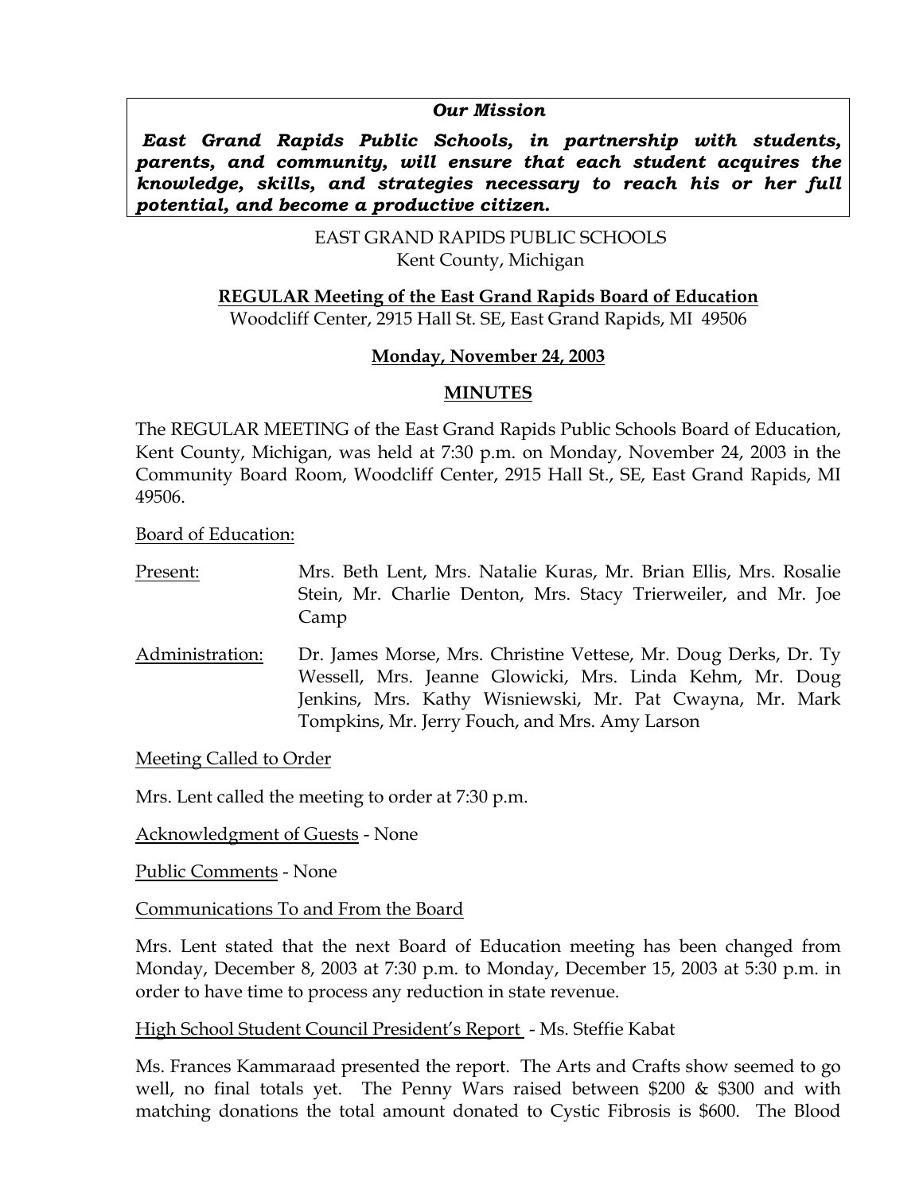***Our Mission***

***East Grand Rapids Public Schools, in partnership with students, parents, and community, will ensure that each student acquires the knowledge, skills, and strategies necessary to reach his or her full potential, and become a productive citizen.***

EAST GRAND RAPIDS PUBLIC SCHOOLS
Kent County, Michigan

**REGULAR Meeting of the East Grand Rapids Board of Education**
Woodcliff Center, 2915 Hall St. SE, East Grand Rapids, MI 49506

**Monday, November 24, 2003**

**MINUTES**

The REGULAR MEETING of the East Grand Rapids Public Schools Board of Education, Kent County, Michigan, was held at 7:30 p.m. on Monday, November 24, 2003 in the Community Board Room, Woodcliff Center, 2915 Hall St., SE, East Grand Rapids, MI 49506.

Board of Education:

Present: Mrs. Beth Lent, Mrs. Natalie Kuras, Mr. Brian Ellis, Mrs. Rosalie Stein, Mr. Charlie Denton, Mrs. Stacy Trierweiler, and Mr. Joe Camp

Administration: Dr. James Morse, Mrs. Christine Vettese, Mr. Doug Derks, Dr. Ty Wessell, Mrs. Jeanne Glowicki, Mrs. Linda Kehm, Mr. Doug Jenkins, Mrs. Kathy Wisniewski, Mr. Pat Cwayna, Mr. Mark Tompkins, Mr. Jerry Fouch, and Mrs. Amy Larson

Meeting Called to Order

Mrs. Lent called the meeting to order at 7:30 p.m.

Acknowledgment of Guests - None

Public Comments - None

Communications To and From the Board

Mrs. Lent stated that the next Board of Education meeting has been changed from Monday, December 8, 2003 at 7:30 p.m. to Monday, December 15, 2003 at 5:30 p.m. in order to have time to process any reduction in state revenue.

High School Student Council President's Report - Ms. Steffie Kabat

Ms. Frances Kammaraad presented the report. The Arts and Crafts show seemed to go well, no final totals yet. The Penny Wars raised between $200 & $300 and with matching donations the total amount donated to Cystic Fibrosis is $600. The Blood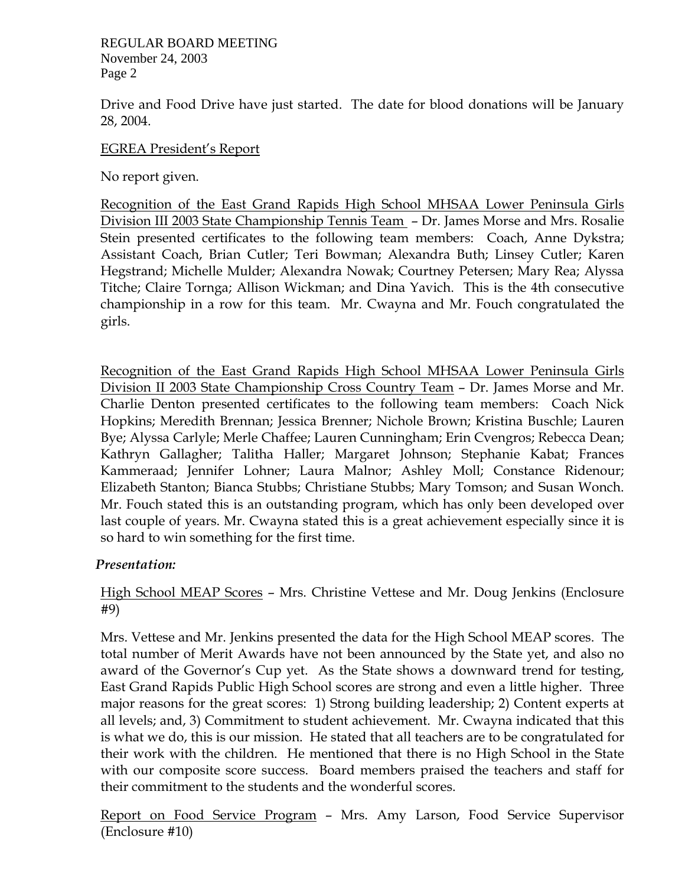Drive and Food Drive have just started. The date for blood donations will be January 28, 2004.

EGREA President's Report

No report given.

Recognition of the East Grand Rapids High School MHSAA Lower Peninsula Girls Division III 2003 State Championship Tennis Team – Dr. James Morse and Mrs. Rosalie Stein presented certificates to the following team members: Coach, Anne Dykstra; Assistant Coach, Brian Cutler; Teri Bowman; Alexandra Buth; Linsey Cutler; Karen Hegstrand; Michelle Mulder; Alexandra Nowak; Courtney Petersen; Mary Rea; Alyssa Titche; Claire Tornga; Allison Wickman; and Dina Yavich. This is the 4th consecutive championship in a row for this team. Mr. Cwayna and Mr. Fouch congratulated the girls.

Recognition of the East Grand Rapids High School MHSAA Lower Peninsula Girls Division II 2003 State Championship Cross Country Team – Dr. James Morse and Mr. Charlie Denton presented certificates to the following team members: Coach Nick Hopkins; Meredith Brennan; Jessica Brenner; Nichole Brown; Kristina Buschle; Lauren Bye; Alyssa Carlyle; Merle Chaffee; Lauren Cunningham; Erin Cvengros; Rebecca Dean; Kathryn Gallagher; Talitha Haller; Margaret Johnson; Stephanie Kabat; Frances Kammeraad; Jennifer Lohner; Laura Malnor; Ashley Moll; Constance Ridenour; Elizabeth Stanton; Bianca Stubbs; Christiane Stubbs; Mary Tomson; and Susan Wonch. Mr. Fouch stated this is an outstanding program, which has only been developed over last couple of years. Mr. Cwayna stated this is a great achievement especially since it is so hard to win something for the first time.

***Presentation:***

High School MEAP Scores – Mrs. Christine Vettese and Mr. Doug Jenkins (Enclosure #9)

Mrs. Vettese and Mr. Jenkins presented the data for the High School MEAP scores. The total number of Merit Awards have not been announced by the State yet, and also no award of the Governor's Cup yet. As the State shows a downward trend for testing, East Grand Rapids Public High School scores are strong and even a little higher. Three major reasons for the great scores: 1) Strong building leadership; 2) Content experts at all levels; and, 3) Commitment to student achievement. Mr. Cwayna indicated that this is what we do, this is our mission. He stated that all teachers are to be congratulated for their work with the children. He mentioned that there is no High School in the State with our composite score success. Board members praised the teachers and staff for their commitment to the students and the wonderful scores.

Report on Food Service Program – Mrs. Amy Larson, Food Service Supervisor (Enclosure #10)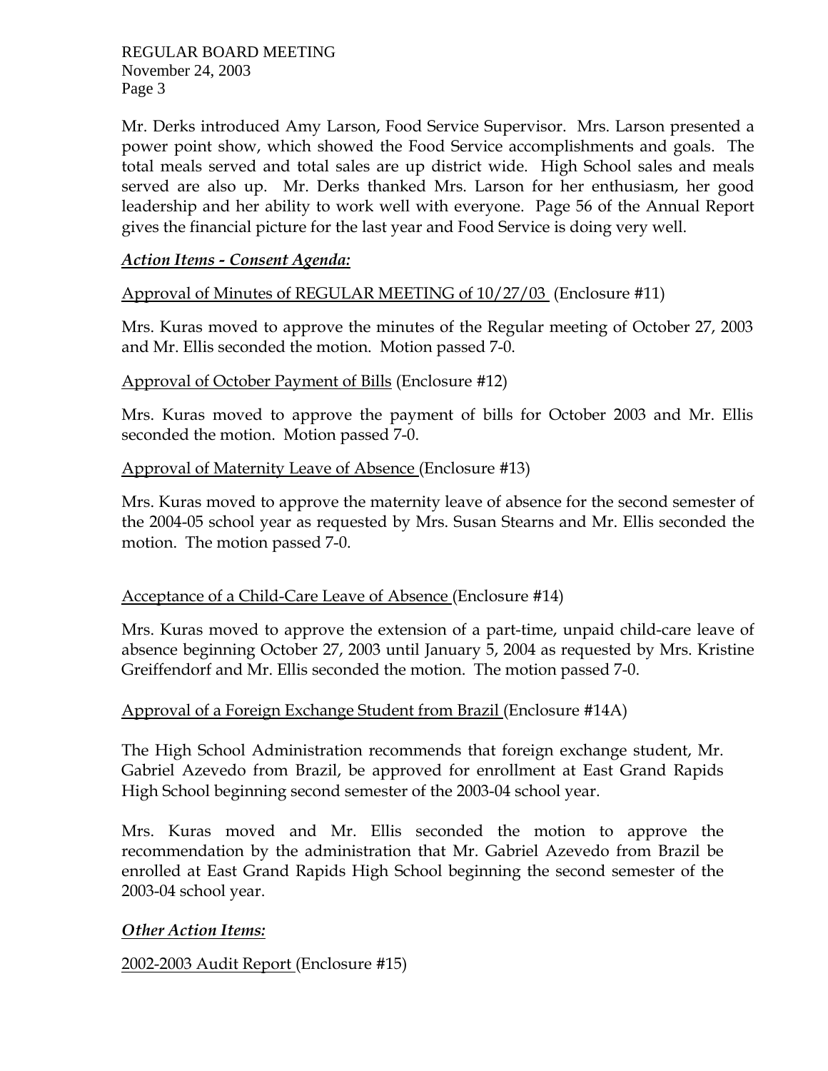Mr. Derks introduced Amy Larson, Food Service Supervisor. Mrs. Larson presented a power point show, which showed the Food Service accomplishments and goals. The total meals served and total sales are up district wide. High School sales and meals served are also up. Mr. Derks thanked Mrs. Larson for her enthusiasm, her good leadership and her ability to work well with everyone. Page 56 of the Annual Report gives the financial picture for the last year and Food Service is doing very well.

***Action Items - Consent Agenda:***

Approval of Minutes of REGULAR MEETING of 10/27/03 (Enclosure #11)

Mrs. Kuras moved to approve the minutes of the Regular meeting of October 27, 2003 and Mr. Ellis seconded the motion. Motion passed 7-0.

Approval of October Payment of Bills (Enclosure #12)

Mrs. Kuras moved to approve the payment of bills for October 2003 and Mr. Ellis seconded the motion. Motion passed 7-0.

Approval of Maternity Leave of Absence (Enclosure #13)

Mrs. Kuras moved to approve the maternity leave of absence for the second semester of the 2004-05 school year as requested by Mrs. Susan Stearns and Mr. Ellis seconded the motion. The motion passed 7-0.

Acceptance of a Child-Care Leave of Absence (Enclosure #14)

Mrs. Kuras moved to approve the extension of a part-time, unpaid child-care leave of absence beginning October 27, 2003 until January 5, 2004 as requested by Mrs. Kristine Greiffendorf and Mr. Ellis seconded the motion. The motion passed 7-0.

Approval of a Foreign Exchange Student from Brazil (Enclosure #14A)

The High School Administration recommends that foreign exchange student, Mr. Gabriel Azevedo from Brazil, be approved for enrollment at East Grand Rapids High School beginning second semester of the 2003-04 school year.

Mrs. Kuras moved and Mr. Ellis seconded the motion to approve the recommendation by the administration that Mr. Gabriel Azevedo from Brazil be enrolled at East Grand Rapids High School beginning the second semester of the 2003-04 school year.

***Other Action Items:***

2002-2003 Audit Report (Enclosure #15)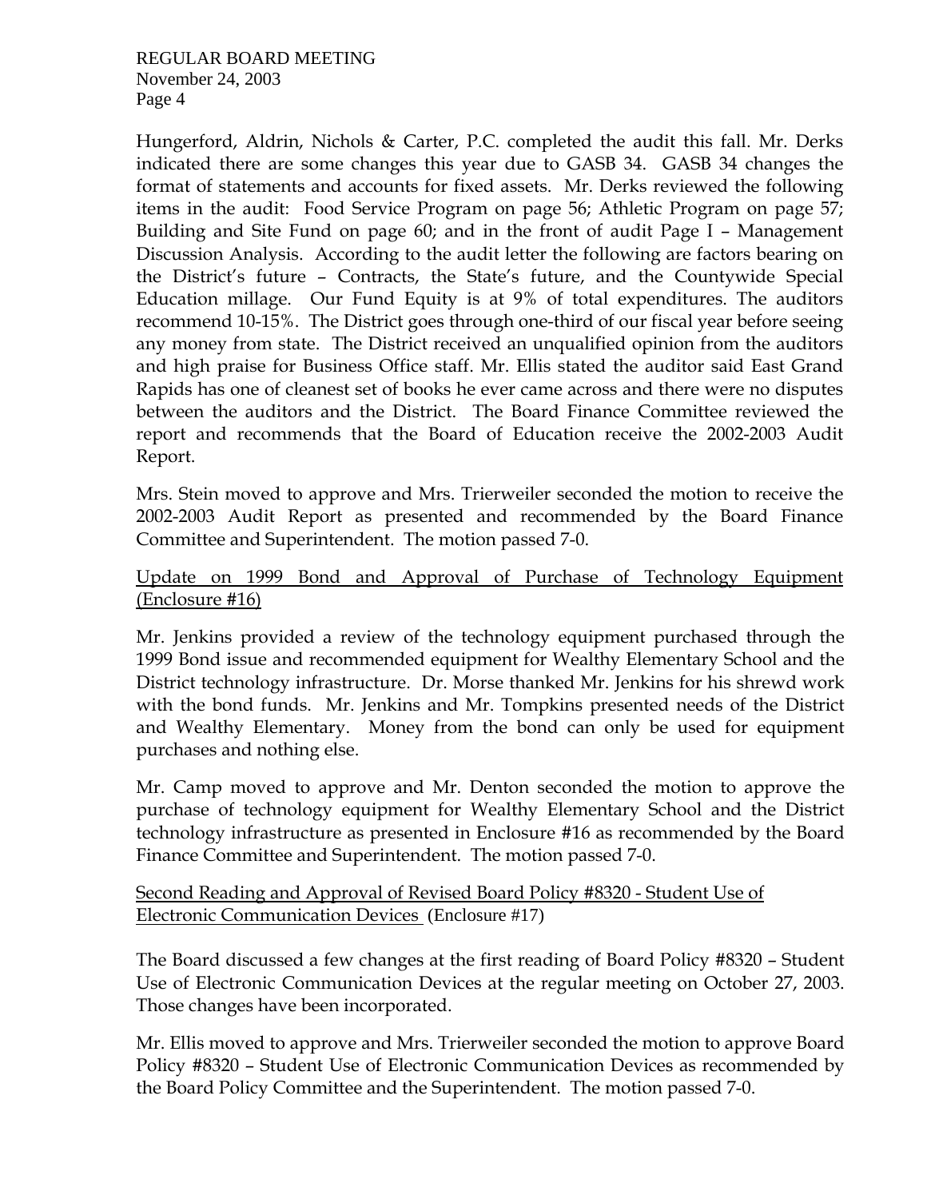Hungerford, Aldrin, Nichols & Carter, P.C. completed the audit this fall. Mr. Derks indicated there are some changes this year due to GASB 34. GASB 34 changes the format of statements and accounts for fixed assets. Mr. Derks reviewed the following items in the audit: Food Service Program on page 56; Athletic Program on page 57; Building and Site Fund on page 60; and in the front of audit Page I – Management Discussion Analysis. According to the audit letter the following are factors bearing on the District's future – Contracts, the State's future, and the Countywide Special Education millage. Our Fund Equity is at 9% of total expenditures. The auditors recommend 10-15%. The District goes through one-third of our fiscal year before seeing any money from state. The District received an unqualified opinion from the auditors and high praise for Business Office staff. Mr. Ellis stated the auditor said East Grand Rapids has one of cleanest set of books he ever came across and there were no disputes between the auditors and the District. The Board Finance Committee reviewed the report and recommends that the Board of Education receive the 2002-2003 Audit Report.

Mrs. Stein moved to approve and Mrs. Trierweiler seconded the motion to receive the 2002-2003 Audit Report as presented and recommended by the Board Finance Committee and Superintendent. The motion passed 7-0.

Update on 1999 Bond and Approval of Purchase of Technology Equipment (Enclosure #16)

Mr. Jenkins provided a review of the technology equipment purchased through the 1999 Bond issue and recommended equipment for Wealthy Elementary School and the District technology infrastructure. Dr. Morse thanked Mr. Jenkins for his shrewd work with the bond funds. Mr. Jenkins and Mr. Tompkins presented needs of the District and Wealthy Elementary. Money from the bond can only be used for equipment purchases and nothing else.

Mr. Camp moved to approve and Mr. Denton seconded the motion to approve the purchase of technology equipment for Wealthy Elementary School and the District technology infrastructure as presented in Enclosure #16 as recommended by the Board Finance Committee and Superintendent. The motion passed 7-0.

Second Reading and Approval of Revised Board Policy #8320 - Student Use of Electronic Communication Devices (Enclosure #17)

The Board discussed a few changes at the first reading of Board Policy #8320 – Student Use of Electronic Communication Devices at the regular meeting on October 27, 2003. Those changes have been incorporated.

Mr. Ellis moved to approve and Mrs. Trierweiler seconded the motion to approve Board Policy #8320 – Student Use of Electronic Communication Devices as recommended by the Board Policy Committee and the Superintendent. The motion passed 7-0.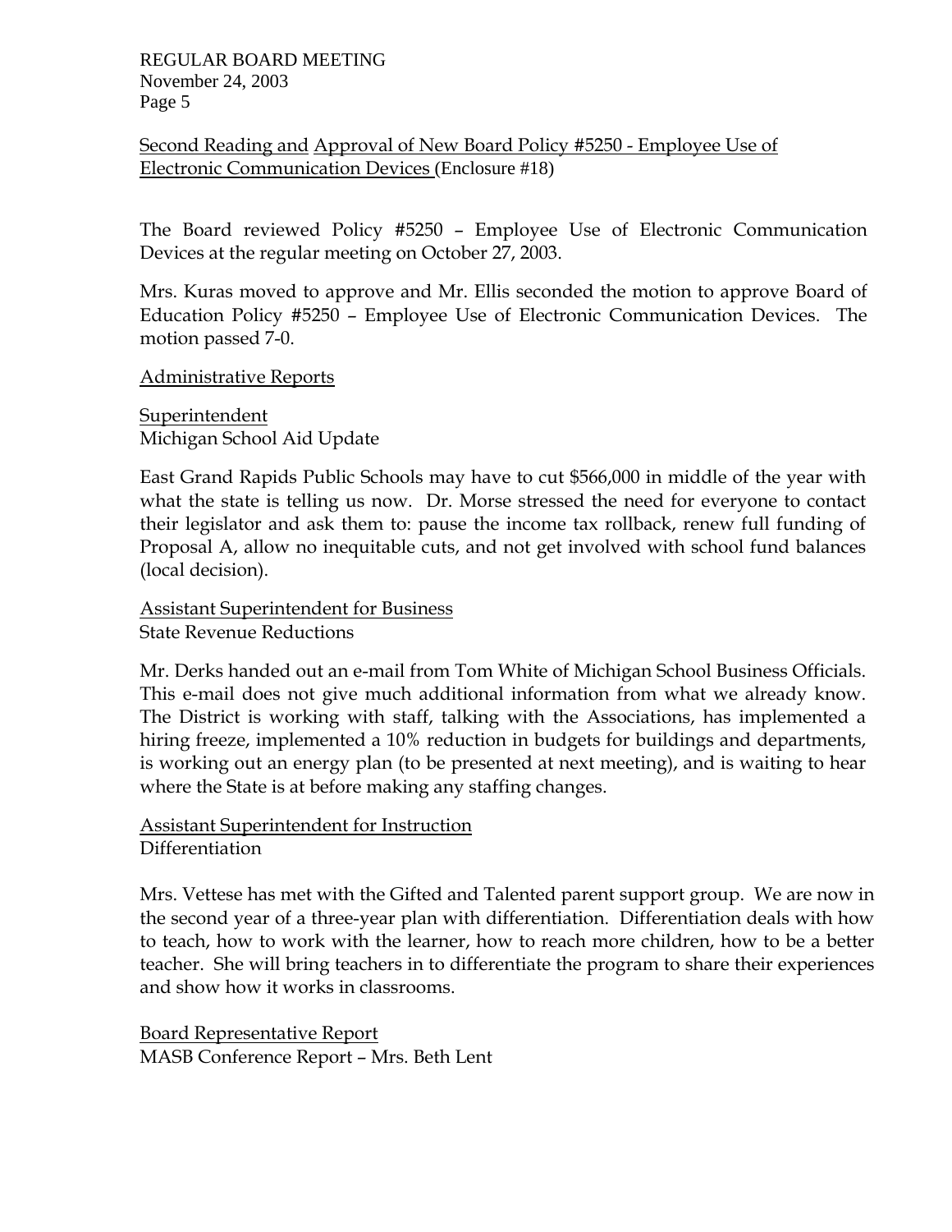Second Reading and Approval of New Board Policy #5250 - Employee Use of Electronic Communication Devices (Enclosure #18)

The Board reviewed Policy #5250 – Employee Use of Electronic Communication Devices at the regular meeting on October 27, 2003.

Mrs. Kuras moved to approve and Mr. Ellis seconded the motion to approve Board of Education Policy #5250 – Employee Use of Electronic Communication Devices. The motion passed 7-0.

Administrative Reports

Superintendent
Michigan School Aid Update

East Grand Rapids Public Schools may have to cut $566,000 in middle of the year with what the state is telling us now. Dr. Morse stressed the need for everyone to contact their legislator and ask them to: pause the income tax rollback, renew full funding of Proposal A, allow no inequitable cuts, and not get involved with school fund balances (local decision).

Assistant Superintendent for Business
State Revenue Reductions

Mr. Derks handed out an e-mail from Tom White of Michigan School Business Officials. This e-mail does not give much additional information from what we already know. The District is working with staff, talking with the Associations, has implemented a hiring freeze, implemented a 10% reduction in budgets for buildings and departments, is working out an energy plan (to be presented at next meeting), and is waiting to hear where the State is at before making any staffing changes.

Assistant Superintendent for Instruction
Differentiation

Mrs. Vettese has met with the Gifted and Talented parent support group. We are now in the second year of a three-year plan with differentiation. Differentiation deals with how to teach, how to work with the learner, how to reach more children, how to be a better teacher. She will bring teachers in to differentiate the program to share their experiences and show how it works in classrooms.

Board Representative Report
MASB Conference Report – Mrs. Beth Lent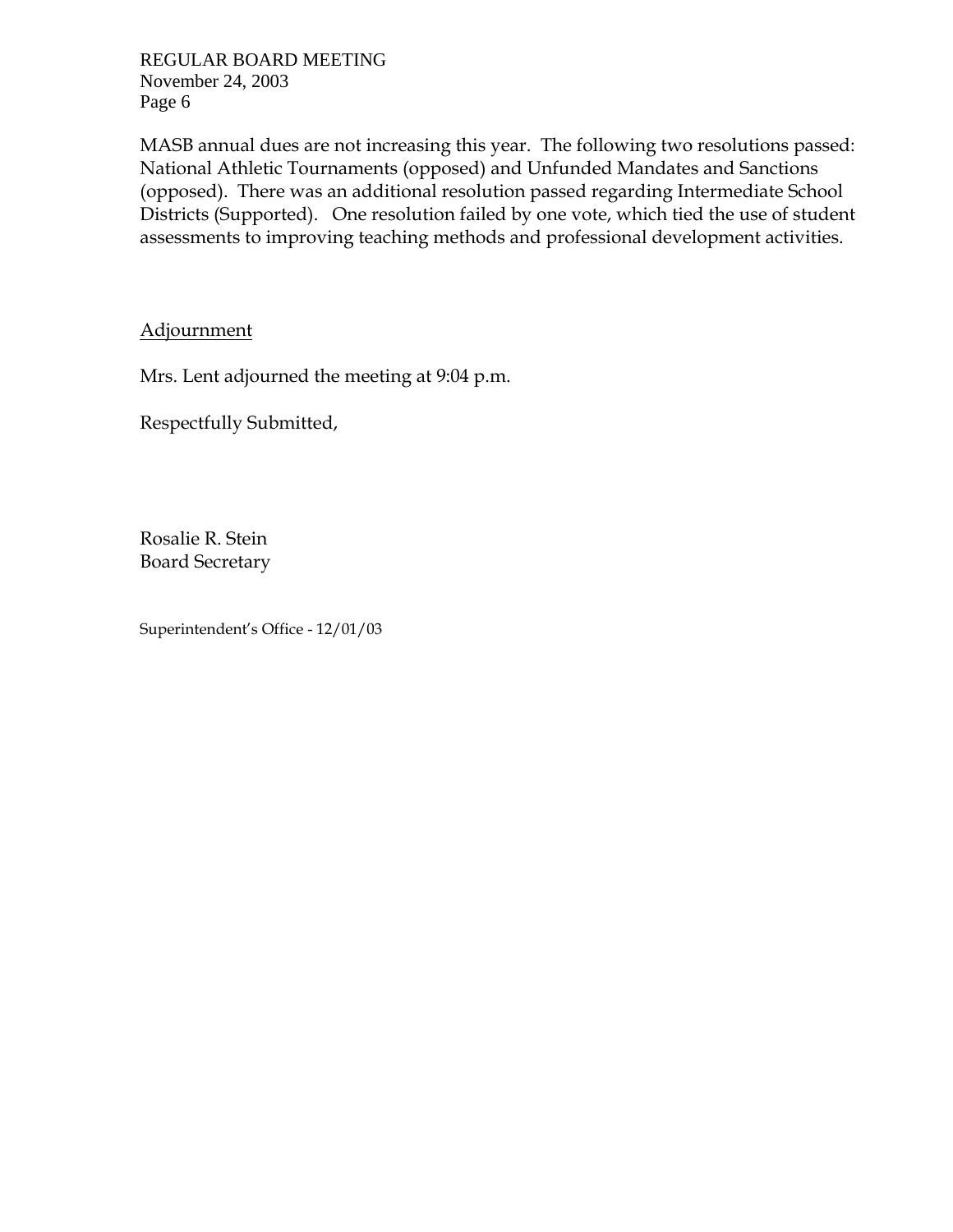MASB annual dues are not increasing this year. The following two resolutions passed: National Athletic Tournaments (opposed) and Unfunded Mandates and Sanctions (opposed). There was an additional resolution passed regarding Intermediate School Districts (Supported). One resolution failed by one vote, which tied the use of student assessments to improving teaching methods and professional development activities.

## Adjournment

Mrs. Lent adjourned the meeting at 9:04 p.m.

Respectfully Submitted,

Rosalie R. Stein
Board Secretary

Superintendent's Office - 12/01/03